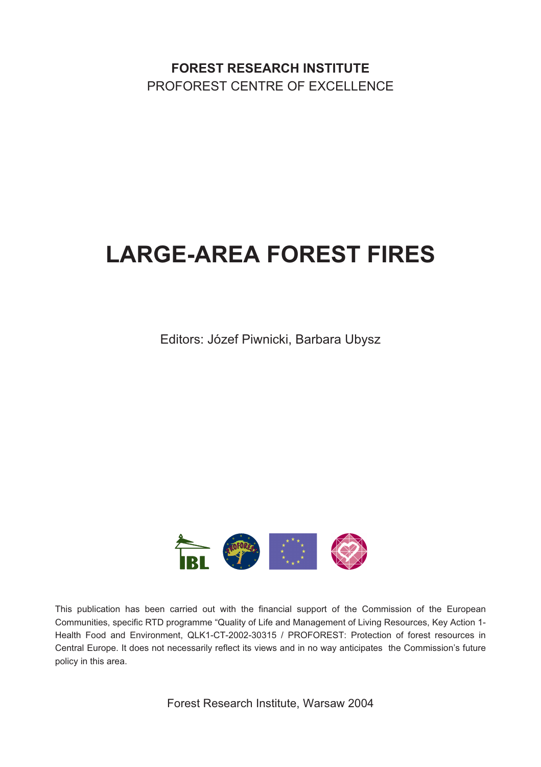**FOREST RESEARCH INSTITUTE**
PROFOREST CENTRE OF EXCELLENCE

# LARGE-AREA FOREST FIRES

Editors: Józef Piwnicki, Barbara Ubysz

This publication has been carried out with the financial support of the Commission of the European Communities, specific RTD programme "Quality of Life and Management of Living Resources, Key Action 1- Health Food and Environment, QLK1-CT-2002-30315 / PROFOREST: Protection of forest resources in Central Europe. It does not necessarily reflect its views and in no way anticipates the Commission's future policy in this area.

Forest Research Institute, Warsaw 2004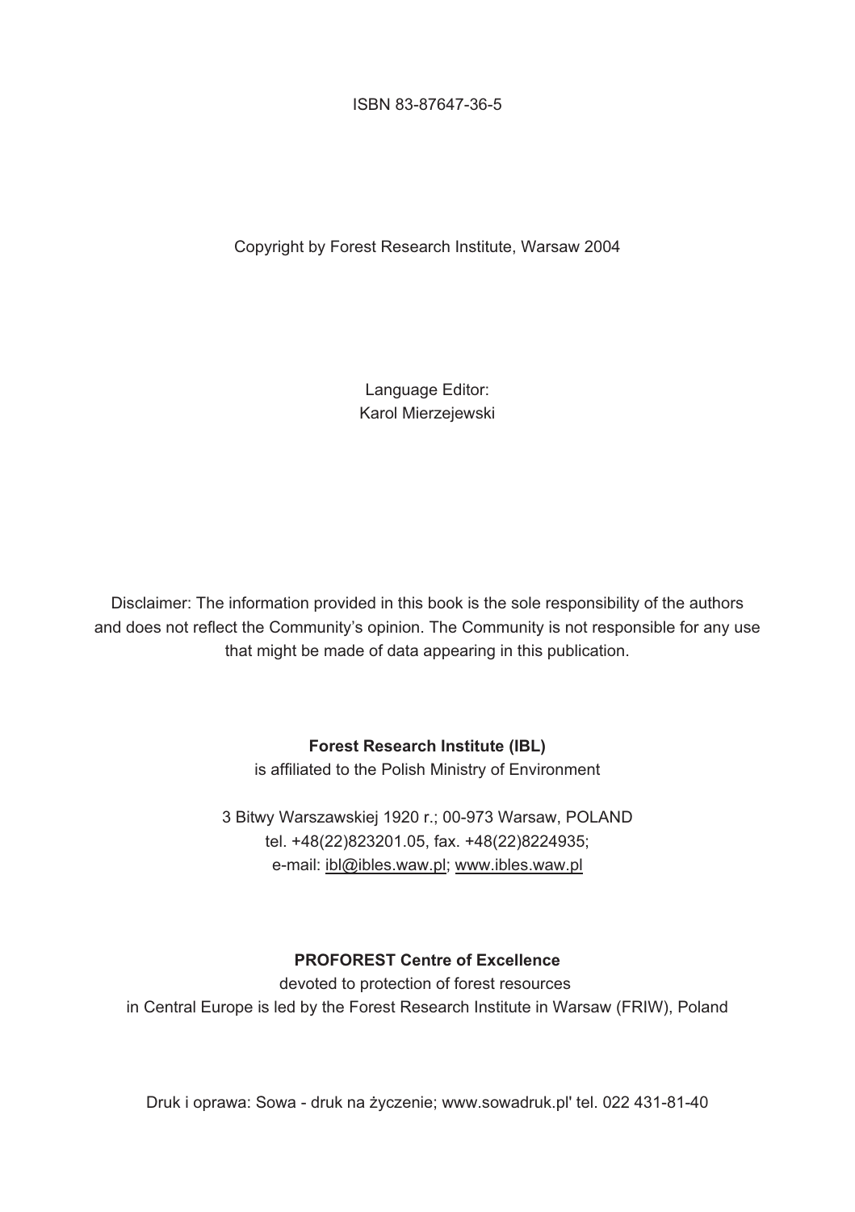ISBN 83-87647-36-5

Copyright by Forest Research Institute, Warsaw 2004

Language Editor:
Karol Mierzejewski

Disclaimer: The information provided in this book is the sole responsibility of the authors and does not reflect the Community's opinion. The Community is not responsible for any use that might be made of data appearing in this publication.

**Forest Research Institute (IBL)**
is affiliated to the Polish Ministry of Environment

3 Bitwy Warszawskiej 1920 r.; 00-973 Warsaw, POLAND
tel. +48(22)823201.05, fax. +48(22)8224935;
e-mail: ibl@ibles.waw.pl; www.ibles.waw.pl

**PROFOREST Centre of Excellence**
devoted to protection of forest resources
in Central Europe is led by the Forest Research Institute in Warsaw (FRIW), Poland

Druk i oprawa: Sowa - druk na życzenie; www.sowadruk.pl' tel. 022 431-81-40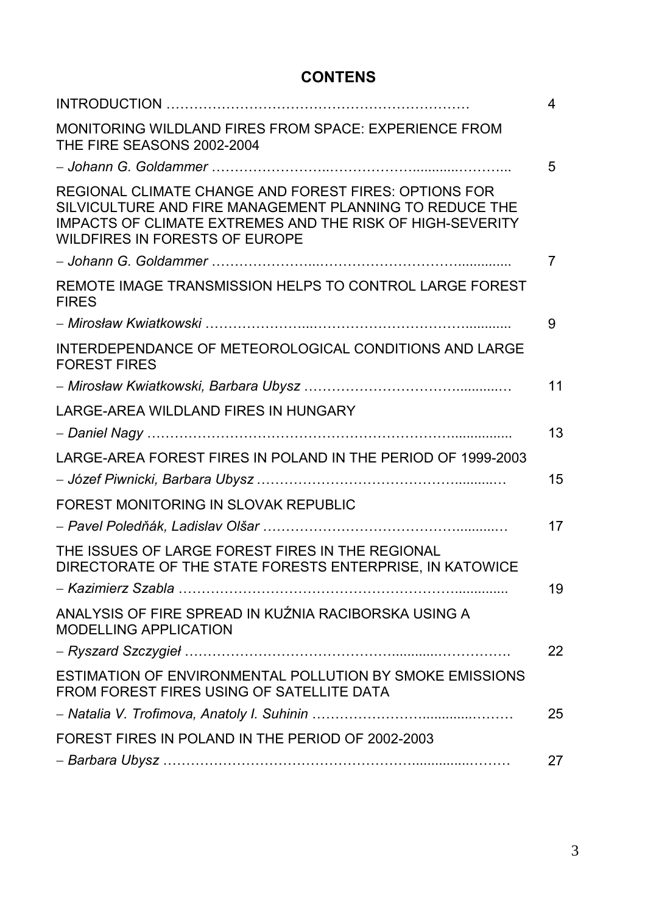## CONTENS

| | |
|---|---|
| INTRODUCTION | 4 |
| MONITORING WILDLAND FIRES FROM SPACE: EXPERIENCE FROM THE FIRE SEASONS 2002-2004 | |
| – *Johann G. Goldammer* | 5 |
| REGIONAL CLIMATE CHANGE AND FOREST FIRES: OPTIONS FOR SILVICULTURE AND FIRE MANAGEMENT PLANNING TO REDUCE THE IMPACTS OF CLIMATE EXTREMES AND THE RISK OF HIGH-SEVERITY WILDFIRES IN FORESTS OF EUROPE | |
| – *Johann G. Goldammer* | 7 |
| REMOTE IMAGE TRANSMISSION HELPS TO CONTROL LARGE FOREST FIRES | |
| – *Mirosław Kwiatkowski* | 9 |
| INTERDEPENDANCE OF METEOROLOGICAL CONDITIONS AND LARGE FOREST FIRES | |
| – *Mirosław Kwiatkowski, Barbara Ubysz* | 11 |
| LARGE-AREA WILDLAND FIRES IN HUNGARY | |
| – *Daniel Nagy* | 13 |
| LARGE-AREA FOREST FIRES IN POLAND IN THE PERIOD OF 1999-2003 | |
| – *Józef Piwnicki, Barbara Ubysz* | 15 |
| FOREST MONITORING IN SLOVAK REPUBLIC | |
| – *Pavel Poledňák, Ladislav Olšar* | 17 |
| THE ISSUES OF LARGE FOREST FIRES IN THE REGIONAL DIRECTORATE OF THE STATE FORESTS ENTERPRISE, IN KATOWICE | |
| – *Kazimierz Szabla* | 19 |
| ANALYSIS OF FIRE SPREAD IN KUŹNIA RACIBORSKA USING A MODELLING APPLICATION | |
| – *Ryszard Szczygieł* | 22 |
| ESTIMATION OF ENVIRONMENTAL POLLUTION BY SMOKE EMISSIONS FROM FOREST FIRES USING OF SATELLITE DATA | |
| – *Natalia V. Trofimova, Anatoly I. Suhinin* | 25 |
| FOREST FIRES IN POLAND IN THE PERIOD OF 2002-2003 | |
| – *Barbara Ubysz* | 27 |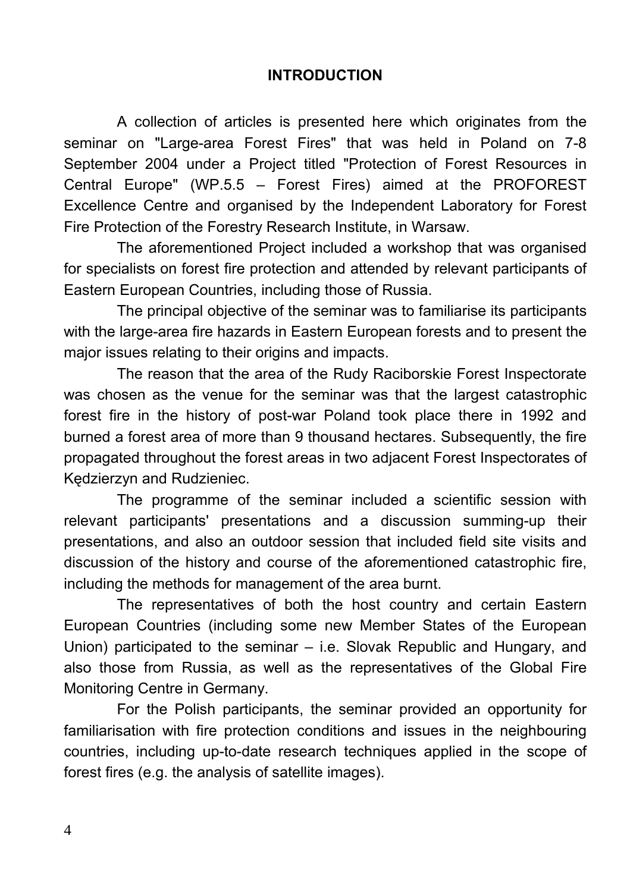# INTRODUCTION

A collection of articles is presented here which originates from the seminar on "Large-area Forest Fires" that was held in Poland on 7-8 September 2004 under a Project titled "Protection of Forest Resources in Central Europe" (WP.5.5 – Forest Fires) aimed at the PROFOREST Excellence Centre and organised by the Independent Laboratory for Forest Fire Protection of the Forestry Research Institute, in Warsaw.

The aforementioned Project included a workshop that was organised for specialists on forest fire protection and attended by relevant participants of Eastern European Countries, including those of Russia.

The principal objective of the seminar was to familiarise its participants with the large-area fire hazards in Eastern European forests and to present the major issues relating to their origins and impacts.

The reason that the area of the Rudy Raciborskie Forest Inspectorate was chosen as the venue for the seminar was that the largest catastrophic forest fire in the history of post-war Poland took place there in 1992 and burned a forest area of more than 9 thousand hectares. Subsequently, the fire propagated throughout the forest areas in two adjacent Forest Inspectorates of Kędzierzyn and Rudzieniec.

The programme of the seminar included a scientific session with relevant participants' presentations and a discussion summing-up their presentations, and also an outdoor session that included field site visits and discussion of the history and course of the aforementioned catastrophic fire, including the methods for management of the area burnt.

The representatives of both the host country and certain Eastern European Countries (including some new Member States of the European Union) participated to the seminar – i.e. Slovak Republic and Hungary, and also those from Russia, as well as the representatives of the Global Fire Monitoring Centre in Germany.

For the Polish participants, the seminar provided an opportunity for familiarisation with fire protection conditions and issues in the neighbouring countries, including up-to-date research techniques applied in the scope of forest fires (e.g. the analysis of satellite images).